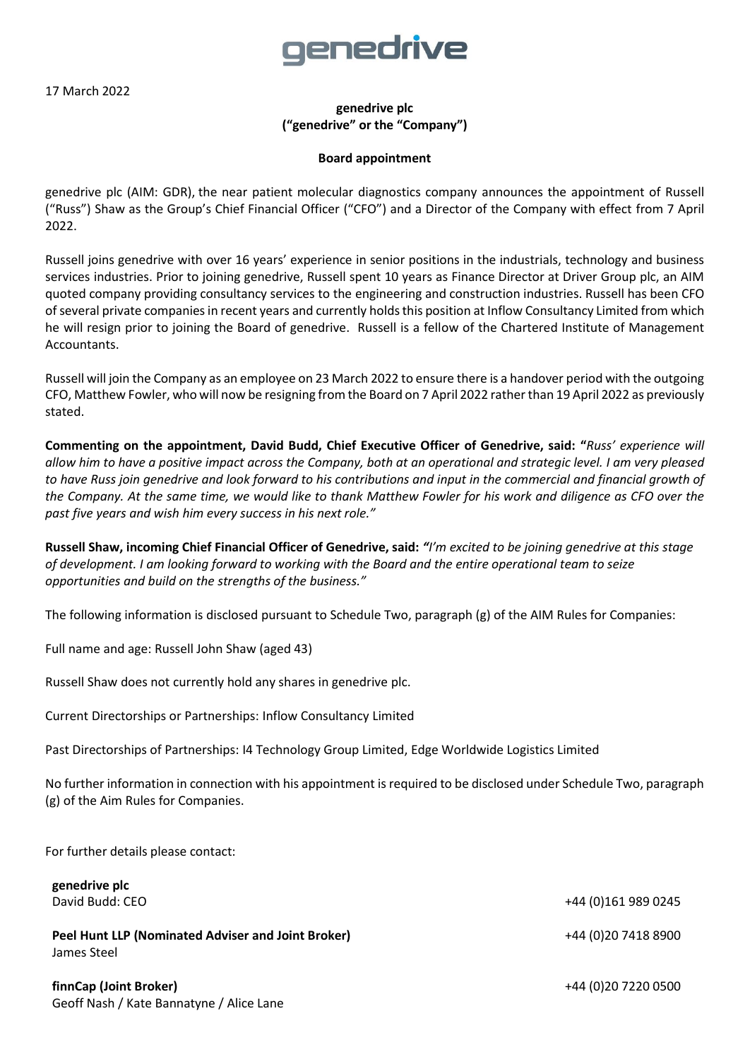genedrive

17 March 2022

**genedrive plc**
**("genedrive" or the "Company")**

**Board appointment**

genedrive plc (AIM: GDR), the near patient molecular diagnostics company announces the appointment of Russell ("Russ") Shaw as the Group's Chief Financial Officer ("CFO") and a Director of the Company with effect from 7 April 2022.

Russell joins genedrive with over 16 years' experience in senior positions in the industrials, technology and business services industries. Prior to joining genedrive, Russell spent 10 years as Finance Director at Driver Group plc, an AIM quoted company providing consultancy services to the engineering and construction industries. Russell has been CFO of several private companies in recent years and currently holds this position at Inflow Consultancy Limited from which he will resign prior to joining the Board of genedrive. Russell is a fellow of the Chartered Institute of Management Accountants.

Russell will join the Company as an employee on 23 March 2022 to ensure there is a handover period with the outgoing CFO, Matthew Fowler, who will now be resigning from the Board on 7 April 2022 rather than 19 April 2022 as previously stated.

**Commenting on the appointment, David Budd, Chief Executive Officer of Genedrive, said: "***Russ' experience will allow him to have a positive impact across the Company, both at an operational and strategic level. I am very pleased to have Russ join genedrive and look forward to his contributions and input in the commercial and financial growth of the Company. At the same time, we would like to thank Matthew Fowler for his work and diligence as CFO over the past five years and wish him every success in his next role."*

**Russell Shaw, incoming Chief Financial Officer of Genedrive, said:** *"I'm excited to be joining genedrive at this stage of development. I am looking forward to working with the Board and the entire operational team to seize opportunities and build on the strengths of the business."*

The following information is disclosed pursuant to Schedule Two, paragraph (g) of the AIM Rules for Companies:

Full name and age: Russell John Shaw (aged 43)

Russell Shaw does not currently hold any shares in genedrive plc.

Current Directorships or Partnerships: Inflow Consultancy Limited

Past Directorships of Partnerships: I4 Technology Group Limited, Edge Worldwide Logistics Limited

No further information in connection with his appointment is required to be disclosed under Schedule Two, paragraph (g) of the Aim Rules for Companies.

For further details please contact:

**genedrive plc**
David Budd: CEO — +44 (0)161 989 0245

**Peel Hunt LLP (Nominated Adviser and Joint Broker)** — +44 (0)20 7418 8900
James Steel

**finnCap (Joint Broker)** — +44 (0)20 7220 0500
Geoff Nash / Kate Bannatyne / Alice Lane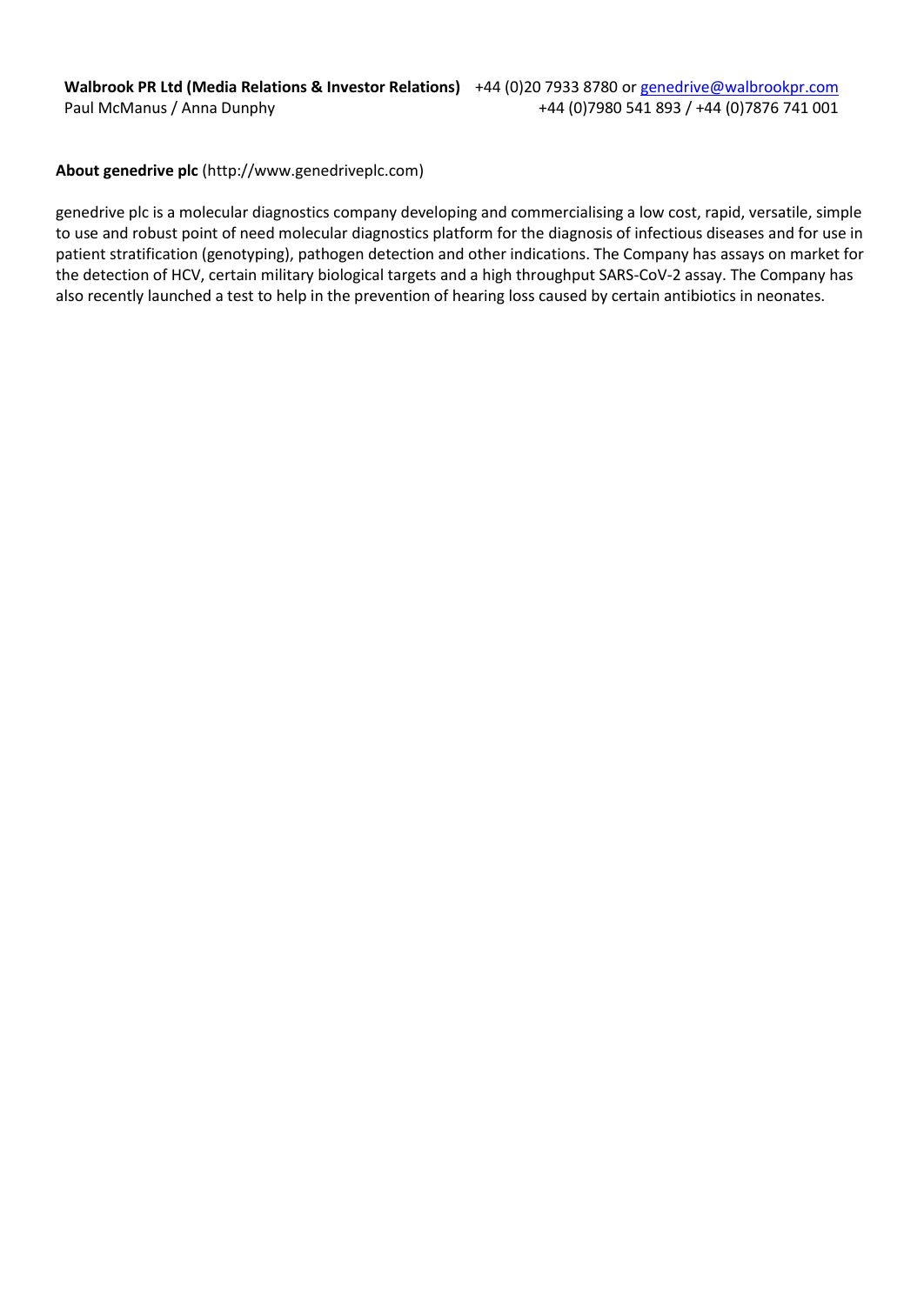**Walbrook PR Ltd (Media Relations & Investor Relations)** +44 (0)20 7933 8780 or genedrive@walbrookpr.com
Paul McManus / Anna Dunphy +44 (0)7980 541 893 / +44 (0)7876 741 001

**About genedrive plc** (http://www.genedriveplc.com)

genedrive plc is a molecular diagnostics company developing and commercialising a low cost, rapid, versatile, simple to use and robust point of need molecular diagnostics platform for the diagnosis of infectious diseases and for use in patient stratification (genotyping), pathogen detection and other indications. The Company has assays on market for the detection of HCV, certain military biological targets and a high throughput SARS-CoV-2 assay. The Company has also recently launched a test to help in the prevention of hearing loss caused by certain antibiotics in neonates.